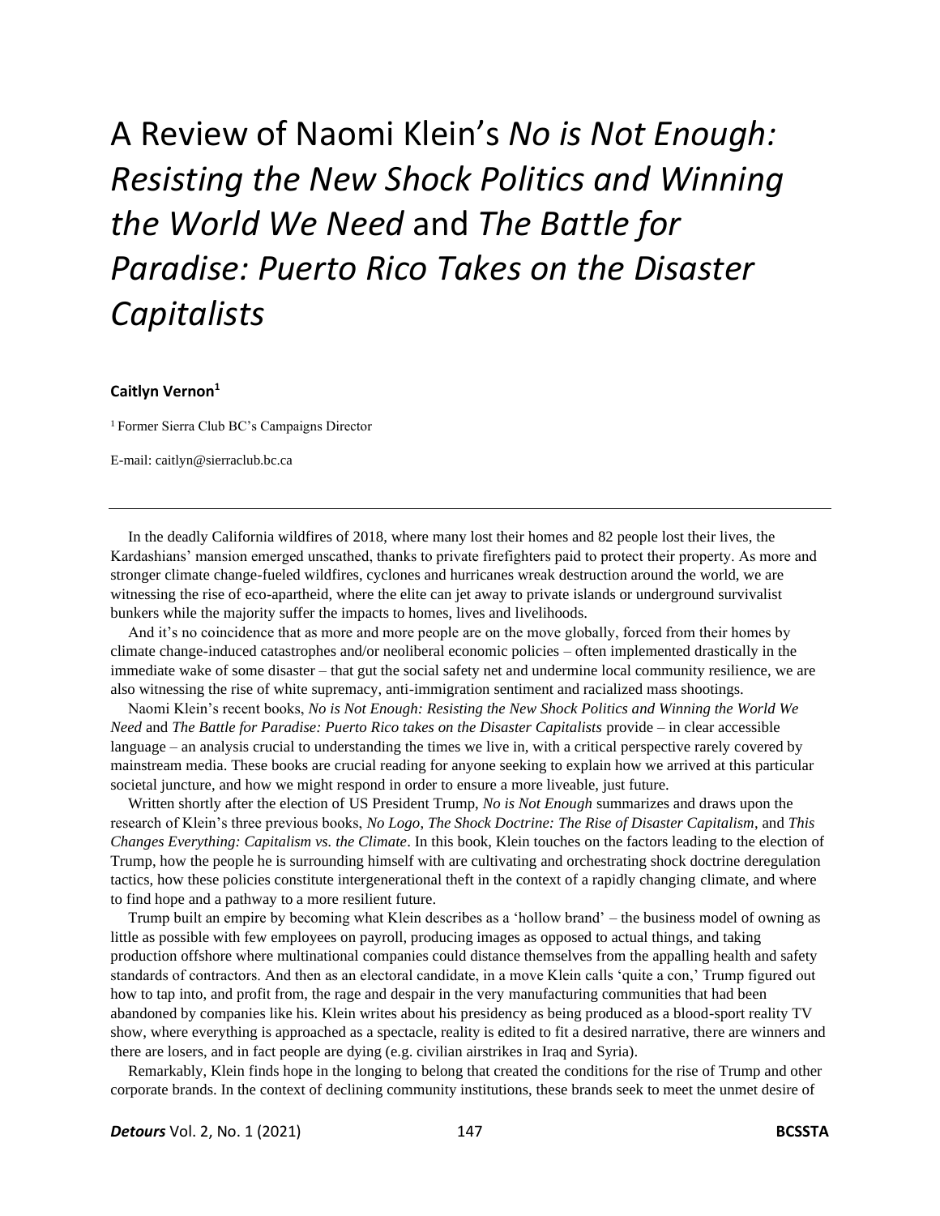# A Review of Naomi Klein's *No is Not Enough: Resisting the New Shock Politics and Winning the World We Need* and *The Battle for Paradise: Puerto Rico Takes on the Disaster Capitalists*

**Caitlyn Vernon**[1]

[1] Former Sierra Club BC's Campaigns Director

E-mail: caitlyn@sierraclub.bc.ca

---

In the deadly California wildfires of 2018, where many lost their homes and 82 people lost their lives, the Kardashians' mansion emerged unscathed, thanks to private firefighters paid to protect their property. As more and stronger climate change-fueled wildfires, cyclones and hurricanes wreak destruction around the world, we are witnessing the rise of eco-apartheid, where the elite can jet away to private islands or underground survivalist bunkers while the majority suffer the impacts to homes, lives and livelihoods.

And it's no coincidence that as more and more people are on the move globally, forced from their homes by climate change-induced catastrophes and/or neoliberal economic policies – often implemented drastically in the immediate wake of some disaster – that gut the social safety net and undermine local community resilience, we are also witnessing the rise of white supremacy, anti-immigration sentiment and racialized mass shootings.

Naomi Klein's recent books, *No is Not Enough: Resisting the New Shock Politics and Winning the World We Need* and *The Battle for Paradise: Puerto Rico takes on the Disaster Capitalists* provide – in clear accessible language – an analysis crucial to understanding the times we live in, with a critical perspective rarely covered by mainstream media. These books are crucial reading for anyone seeking to explain how we arrived at this particular societal juncture, and how we might respond in order to ensure a more liveable, just future.

Written shortly after the election of US President Trump, *No is Not Enough* summarizes and draws upon the research of Klein's three previous books, *No Logo*, *The Shock Doctrine: The Rise of Disaster Capitalism*, and *This Changes Everything: Capitalism vs. the Climate*. In this book, Klein touches on the factors leading to the election of Trump, how the people he is surrounding himself with are cultivating and orchestrating shock doctrine deregulation tactics, how these policies constitute intergenerational theft in the context of a rapidly changing climate, and where to find hope and a pathway to a more resilient future.

Trump built an empire by becoming what Klein describes as a 'hollow brand' – the business model of owning as little as possible with few employees on payroll, producing images as opposed to actual things, and taking production offshore where multinational companies could distance themselves from the appalling health and safety standards of contractors. And then as an electoral candidate, in a move Klein calls 'quite a con,' Trump figured out how to tap into, and profit from, the rage and despair in the very manufacturing communities that had been abandoned by companies like his. Klein writes about his presidency as being produced as a blood-sport reality TV show, where everything is approached as a spectacle, reality is edited to fit a desired narrative, there are winners and there are losers, and in fact people are dying (e.g. civilian airstrikes in Iraq and Syria).

Remarkably, Klein finds hope in the longing to belong that created the conditions for the rise of Trump and other corporate brands. In the context of declining community institutions, these brands seek to meet the unmet desire of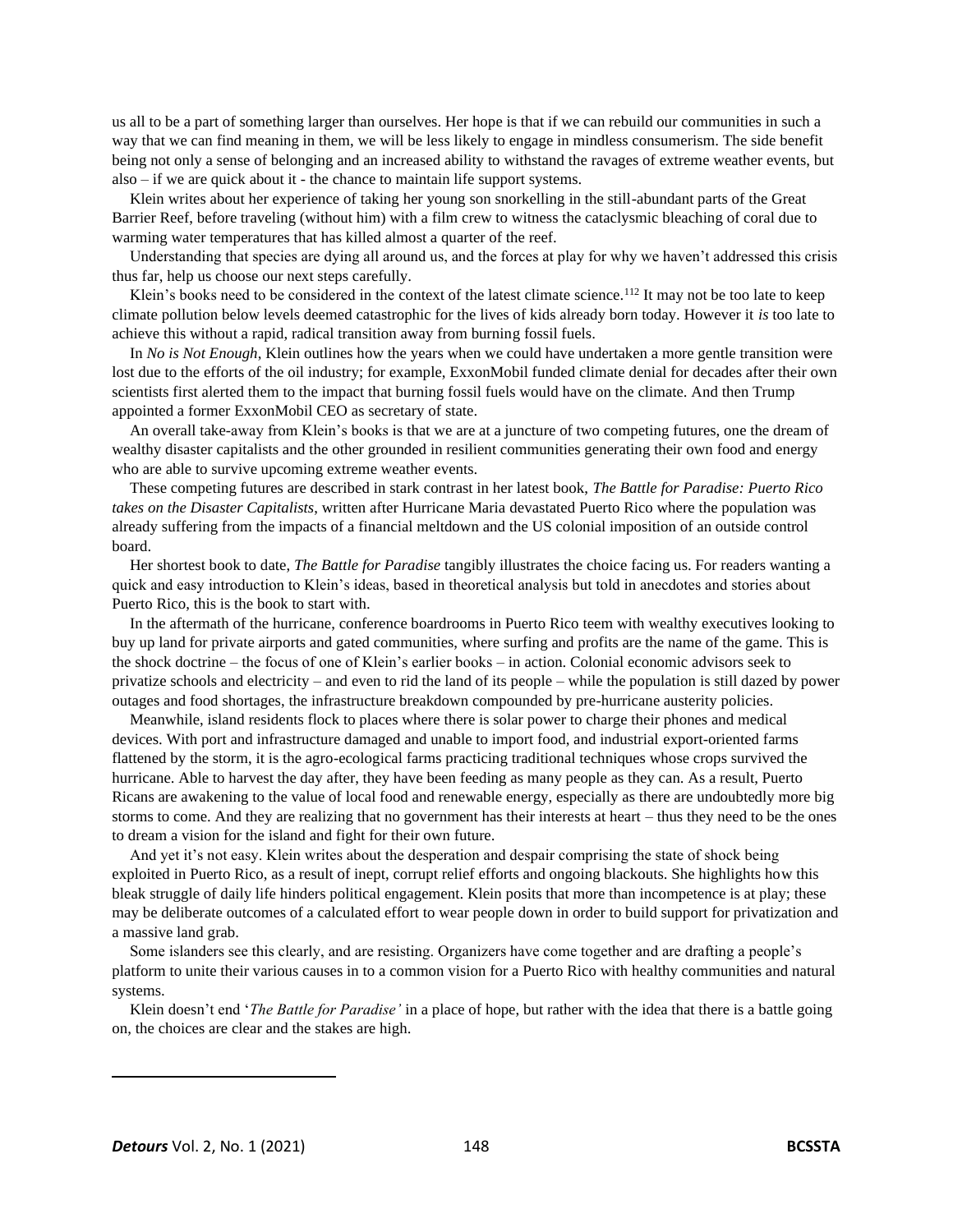us all to be a part of something larger than ourselves. Her hope is that if we can rebuild our communities in such a way that we can find meaning in them, we will be less likely to engage in mindless consumerism. The side benefit being not only a sense of belonging and an increased ability to withstand the ravages of extreme weather events, but also – if we are quick about it - the chance to maintain life support systems.

Klein writes about her experience of taking her young son snorkelling in the still-abundant parts of the Great Barrier Reef, before traveling (without him) with a film crew to witness the cataclysmic bleaching of coral due to warming water temperatures that has killed almost a quarter of the reef.

Understanding that species are dying all around us, and the forces at play for why we haven't addressed this crisis thus far, help us choose our next steps carefully.

Klein's books need to be considered in the context of the latest climate science.[112] It may not be too late to keep climate pollution below levels deemed catastrophic for the lives of kids already born today. However it *is* too late to achieve this without a rapid, radical transition away from burning fossil fuels.

In *No is Not Enough*, Klein outlines how the years when we could have undertaken a more gentle transition were lost due to the efforts of the oil industry; for example, ExxonMobil funded climate denial for decades after their own scientists first alerted them to the impact that burning fossil fuels would have on the climate. And then Trump appointed a former ExxonMobil CEO as secretary of state.

An overall take-away from Klein's books is that we are at a juncture of two competing futures, one the dream of wealthy disaster capitalists and the other grounded in resilient communities generating their own food and energy who are able to survive upcoming extreme weather events.

These competing futures are described in stark contrast in her latest book, *The Battle for Paradise: Puerto Rico takes on the Disaster Capitalists*, written after Hurricane Maria devastated Puerto Rico where the population was already suffering from the impacts of a financial meltdown and the US colonial imposition of an outside control board.

Her shortest book to date, *The Battle for Paradise* tangibly illustrates the choice facing us. For readers wanting a quick and easy introduction to Klein's ideas, based in theoretical analysis but told in anecdotes and stories about Puerto Rico, this is the book to start with.

In the aftermath of the hurricane, conference boardrooms in Puerto Rico teem with wealthy executives looking to buy up land for private airports and gated communities, where surfing and profits are the name of the game. This is the shock doctrine – the focus of one of Klein's earlier books – in action. Colonial economic advisors seek to privatize schools and electricity – and even to rid the land of its people – while the population is still dazed by power outages and food shortages, the infrastructure breakdown compounded by pre-hurricane austerity policies.

Meanwhile, island residents flock to places where there is solar power to charge their phones and medical devices. With port and infrastructure damaged and unable to import food, and industrial export-oriented farms flattened by the storm, it is the agro-ecological farms practicing traditional techniques whose crops survived the hurricane. Able to harvest the day after, they have been feeding as many people as they can. As a result, Puerto Ricans are awakening to the value of local food and renewable energy, especially as there are undoubtedly more big storms to come. And they are realizing that no government has their interests at heart – thus they need to be the ones to dream a vision for the island and fight for their own future.

And yet it's not easy. Klein writes about the desperation and despair comprising the state of shock being exploited in Puerto Rico, as a result of inept, corrupt relief efforts and ongoing blackouts. She highlights how this bleak struggle of daily life hinders political engagement. Klein posits that more than incompetence is at play; these may be deliberate outcomes of a calculated effort to wear people down in order to build support for privatization and a massive land grab.

Some islanders see this clearly, and are resisting. Organizers have come together and are drafting a people's platform to unite their various causes in to a common vision for a Puerto Rico with healthy communities and natural systems.

Klein doesn't end '*The Battle for Paradise'* in a place of hope, but rather with the idea that there is a battle going on, the choices are clear and the stakes are high.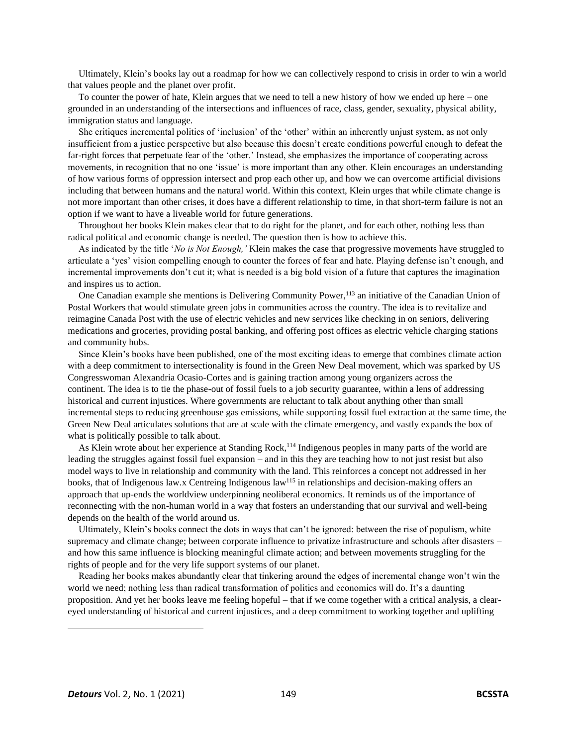Ultimately, Klein's books lay out a roadmap for how we can collectively respond to crisis in order to win a world that values people and the planet over profit.

To counter the power of hate, Klein argues that we need to tell a new history of how we ended up here – one grounded in an understanding of the intersections and influences of race, class, gender, sexuality, physical ability, immigration status and language.

She critiques incremental politics of 'inclusion' of the 'other' within an inherently unjust system, as not only insufficient from a justice perspective but also because this doesn't create conditions powerful enough to defeat the far-right forces that perpetuate fear of the 'other.' Instead, she emphasizes the importance of cooperating across movements, in recognition that no one 'issue' is more important than any other. Klein encourages an understanding of how various forms of oppression intersect and prop each other up, and how we can overcome artificial divisions including that between humans and the natural world. Within this context, Klein urges that while climate change is not more important than other crises, it does have a different relationship to time, in that short-term failure is not an option if we want to have a liveable world for future generations.

Throughout her books Klein makes clear that to do right for the planet, and for each other, nothing less than radical political and economic change is needed. The question then is how to achieve this.

As indicated by the title '*No is Not Enough,'* Klein makes the case that progressive movements have struggled to articulate a 'yes' vision compelling enough to counter the forces of fear and hate. Playing defense isn't enough, and incremental improvements don't cut it; what is needed is a big bold vision of a future that captures the imagination and inspires us to action.

One Canadian example she mentions is Delivering Community Power,[113] an initiative of the Canadian Union of Postal Workers that would stimulate green jobs in communities across the country. The idea is to revitalize and reimagine Canada Post with the use of electric vehicles and new services like checking in on seniors, delivering medications and groceries, providing postal banking, and offering post offices as electric vehicle charging stations and community hubs.

Since Klein's books have been published, one of the most exciting ideas to emerge that combines climate action with a deep commitment to intersectionality is found in the Green New Deal movement, which was sparked by US Congresswoman Alexandria Ocasio-Cortes and is gaining traction among young organizers across the continent. The idea is to tie the phase-out of fossil fuels to a job security guarantee, within a lens of addressing historical and current injustices. Where governments are reluctant to talk about anything other than small incremental steps to reducing greenhouse gas emissions, while supporting fossil fuel extraction at the same time, the Green New Deal articulates solutions that are at scale with the climate emergency, and vastly expands the box of what is politically possible to talk about.

As Klein wrote about her experience at Standing Rock,[114] Indigenous peoples in many parts of the world are leading the struggles against fossil fuel expansion – and in this they are teaching how to not just resist but also model ways to live in relationship and community with the land. This reinforces a concept not addressed in her books, that of Indigenous law.x Centreing Indigenous law[115] in relationships and decision-making offers an approach that up-ends the worldview underpinning neoliberal economics. It reminds us of the importance of reconnecting with the non-human world in a way that fosters an understanding that our survival and well-being depends on the health of the world around us.

Ultimately, Klein's books connect the dots in ways that can't be ignored: between the rise of populism, white supremacy and climate change; between corporate influence to privatize infrastructure and schools after disasters – and how this same influence is blocking meaningful climate action; and between movements struggling for the rights of people and for the very life support systems of our planet.

Reading her books makes abundantly clear that tinkering around the edges of incremental change won't win the world we need; nothing less than radical transformation of politics and economics will do. It's a daunting proposition. And yet her books leave me feeling hopeful – that if we come together with a critical analysis, a clear-eyed understanding of historical and current injustices, and a deep commitment to working together and uplifting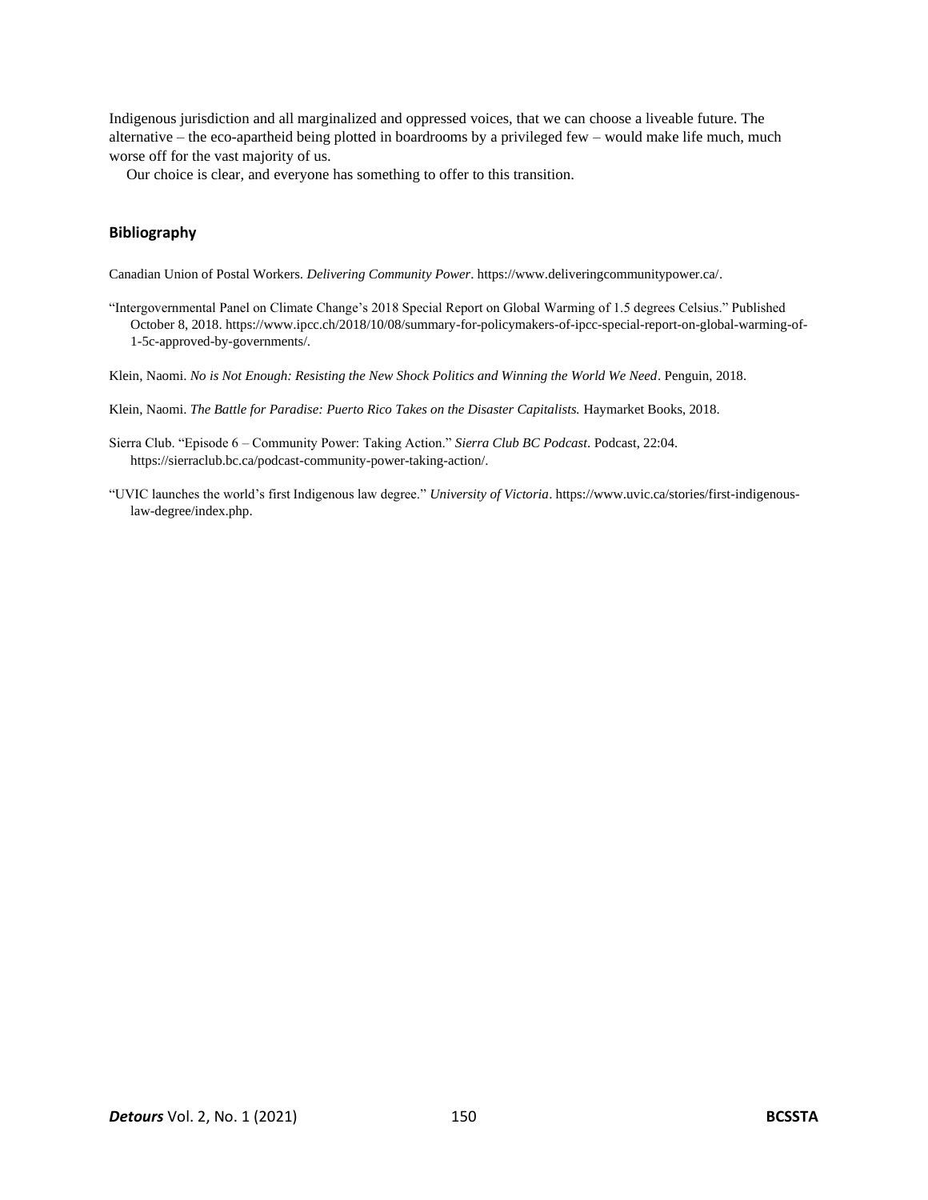Indigenous jurisdiction and all marginalized and oppressed voices, that we can choose a liveable future. The alternative – the eco-apartheid being plotted in boardrooms by a privileged few – would make life much, much worse off for the vast majority of us.

Our choice is clear, and everyone has something to offer to this transition.

### Bibliography

Canadian Union of Postal Workers. *Delivering Community Power*. https://www.deliveringcommunitypower.ca/.

"Intergovernmental Panel on Climate Change's 2018 Special Report on Global Warming of 1.5 degrees Celsius." Published October 8, 2018. https://www.ipcc.ch/2018/10/08/summary-for-policymakers-of-ipcc-special-report-on-global-warming-of-1-5c-approved-by-governments/.

Klein, Naomi. *No is Not Enough: Resisting the New Shock Politics and Winning the World We Need*. Penguin, 2018.

Klein, Naomi. *The Battle for Paradise: Puerto Rico Takes on the Disaster Capitalists.* Haymarket Books, 2018.

Sierra Club. "Episode 6 – Community Power: Taking Action." *Sierra Club BC Podcast*. Podcast, 22:04. https://sierraclub.bc.ca/podcast-community-power-taking-action/.

"UVIC launches the world's first Indigenous law degree." *University of Victoria*. https://www.uvic.ca/stories/first-indigenous-law-degree/index.php.